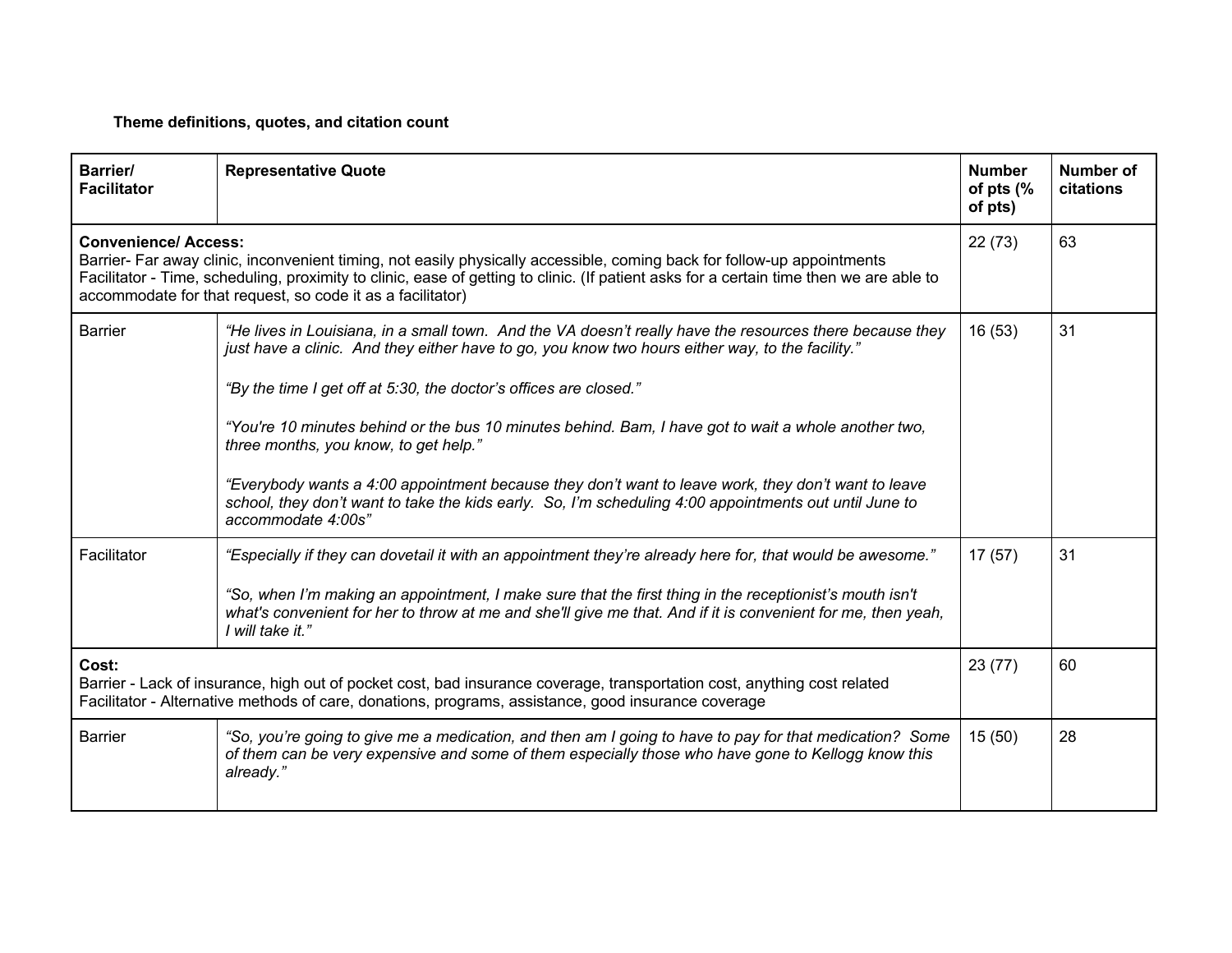**Theme definitions, quotes, and citation count**

| Barrier/ Facilitator | Representative Quote | Number of pts (% of pts) | Number of citations |
|---|---|---|---|
| **Convenience/ Access:** Barrier- Far away clinic, inconvenient timing, not easily physically accessible, coming back for follow-up appointments Facilitator - Time, scheduling, proximity to clinic, ease of getting to clinic. (If patient asks for a certain time then we are able to accommodate for that request, so code it as a facilitator) | | 22 (73) | 63 |
| Barrier | *"He lives in Louisiana, in a small town. And the VA doesn't really have the resources there because they just have a clinic. And they either have to go, you know two hours either way, to the facility."* *"By the time I get off at 5:30, the doctor's offices are closed."* *"You're 10 minutes behind or the bus 10 minutes behind. Bam, I have got to wait a whole another two, three months, you know, to get help."* *"Everybody wants a 4:00 appointment because they don't want to leave work, they don't want to leave school, they don't want to take the kids early. So, I'm scheduling 4:00 appointments out until June to accommodate 4:00s"* | 16 (53) | 31 |
| Facilitator | *"Especially if they can dovetail it with an appointment they're already here for, that would be awesome."* *"So, when I'm making an appointment, I make sure that the first thing in the receptionist's mouth isn't what's convenient for her to throw at me and she'll give me that. And if it is convenient for me, then yeah, I will take it."* | 17 (57) | 31 |
| **Cost:** Barrier - Lack of insurance, high out of pocket cost, bad insurance coverage, transportation cost, anything cost related Facilitator - Alternative methods of care, donations, programs, assistance, good insurance coverage | | 23 (77) | 60 |
| Barrier | *"So, you're going to give me a medication, and then am I going to have to pay for that medication? Some of them can be very expensive and some of them especially those who have gone to Kellogg know this already."* | 15 (50) | 28 |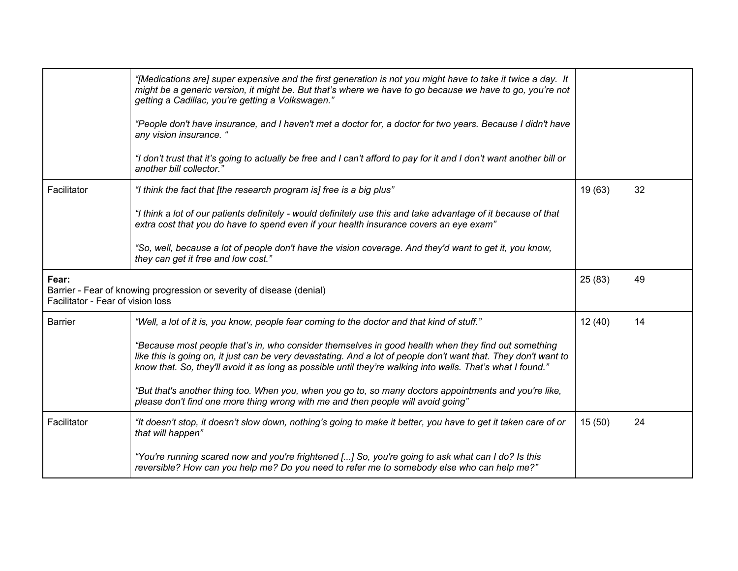| | | | |
|---|---|---|---|
| | *"[Medications are] super expensive and the first generation is not you might have to take it twice a day. It might be a generic version, it might be. But that's where we have to go because we have to go, you're not getting a Cadillac, you're getting a Volkswagen."*<br><br>*"People don't have insurance, and I haven't met a doctor for, a doctor for two years. Because I didn't have any vision insurance. "*<br><br>*"I don't trust that it's going to actually be free and I can't afford to pay for it and I don't want another bill or another bill collector."* | | |
| Facilitator | *"I think the fact that [the research program is] free is a big plus"*<br><br>*"I think a lot of our patients definitely - would definitely use this and take advantage of it because of that extra cost that you do have to spend even if your health insurance covers an eye exam"*<br><br>*"So, well, because a lot of people don't have the vision coverage. And they'd want to get it, you know, they can get it free and low cost."* | 19 (63) | 32 |
| **Fear:**<br>Barrier - Fear of knowing progression or severity of disease (denial)<br>Facilitator - Fear of vision loss | | 25 (83) | 49 |
| Barrier | *"Well, a lot of it is, you know, people fear coming to the doctor and that kind of stuff."*<br><br>*"Because most people that's in, who consider themselves in good health when they find out something like this is going on, it just can be very devastating. And a lot of people don't want that. They don't want to know that. So, they'll avoid it as long as possible until they're walking into walls. That's what I found."*<br><br>*"But that's another thing too. When you, when you go to, so many doctors appointments and you're like, please don't find one more thing wrong with me and then people will avoid going"* | 12 (40) | 14 |
| Facilitator | *"It doesn't stop, it doesn't slow down, nothing's going to make it better, you have to get it taken care of or that will happen"*<br><br>*"You're running scared now and you're frightened [...] So, you're going to ask what can I do? Is this reversible? How can you help me? Do you need to refer me to somebody else who can help me?"* | 15 (50) | 24 |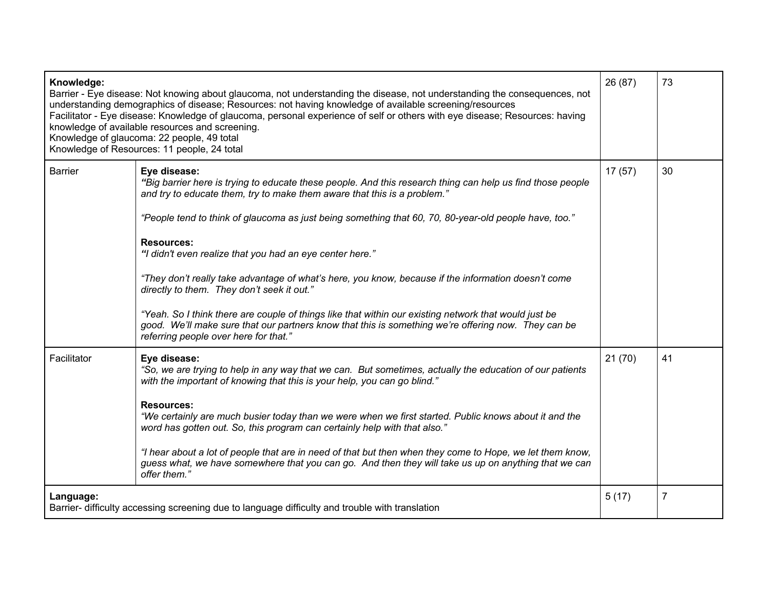| | | | |
|---|---|---|---|
| **Knowledge:**<br>Barrier - Eye disease: Not knowing about glaucoma, not understanding the disease, not understanding the consequences, not understanding demographics of disease; Resources: not having knowledge of available screening/resources<br>Facilitator - Eye disease: Knowledge of glaucoma, personal experience of self or others with eye disease; Resources: having knowledge of available resources and screening.<br>Knowledge of glaucoma: 22 people, 49 total<br>Knowledge of Resources: 11 people, 24 total | | 26 (87) | 73 |
| Barrier | **Eye disease:**<br>*"Big barrier here is trying to educate these people. And this research thing can help us find those people and try to educate them, try to make them aware that this is a problem."*<br><br>*"People tend to think of glaucoma as just being something that 60, 70, 80-year-old people have, too."*<br><br>**Resources:**<br>*"I didn't even realize that you had an eye center here."*<br><br>*"They don't really take advantage of what's here, you know, because if the information doesn't come directly to them. They don't seek it out."*<br><br>*"Yeah. So I think there are couple of things like that within our existing network that would just be good. We'll make sure that our partners know that this is something we're offering now. They can be referring people over here for that."* | 17 (57) | 30 |
| Facilitator | **Eye disease:**<br>*"So, we are trying to help in any way that we can. But sometimes, actually the education of our patients with the important of knowing that this is your help, you can go blind."*<br><br>**Resources:**<br>*"We certainly are much busier today than we were when we first started. Public knows about it and the word has gotten out. So, this program can certainly help with that also."*<br><br>*"I hear about a lot of people that are in need of that but then when they come to Hope, we let them know, guess what, we have somewhere that you can go. And then they will take us up on anything that we can offer them."* | 21 (70) | 41 |
| **Language:**<br>Barrier- difficulty accessing screening due to language difficulty and trouble with translation | | 5 (17) | 7 |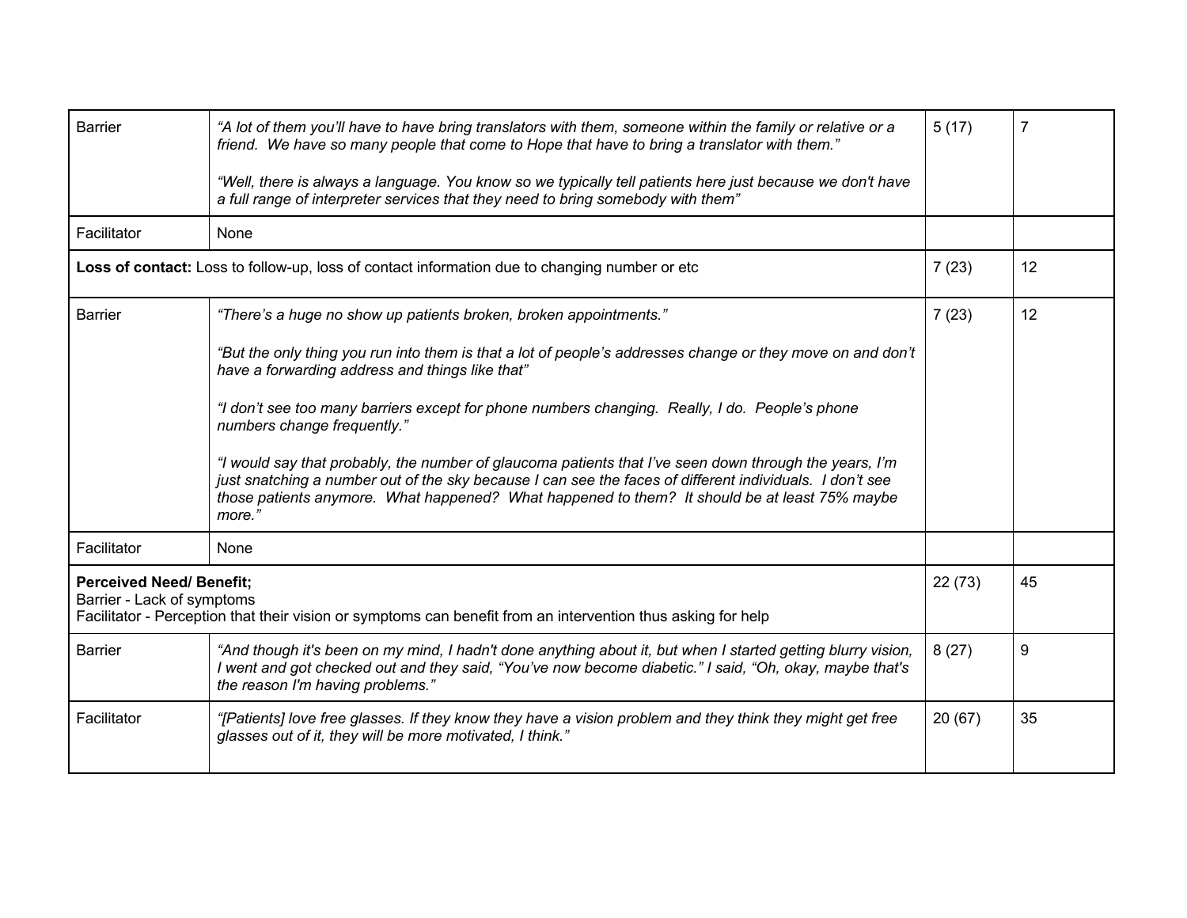| | | | |
|---|---|---|---|
| Barrier | *"A lot of them you'll have to have bring translators with them, someone within the family or relative or a friend. We have so many people that come to Hope that have to bring a translator with them."*<br><br>*"Well, there is always a language. You know so we typically tell patients here just because we don't have a full range of interpreter services that they need to bring somebody with them"* | 5 (17) | 7 |
| Facilitator | None | | |
| **Loss of contact:** Loss to follow-up, loss of contact information due to changing number or etc | | 7 (23) | 12 |
| Barrier | *"There's a huge no show up patients broken, broken appointments."*<br><br>*"But the only thing you run into them is that a lot of people's addresses change or they move on and don't have a forwarding address and things like that"*<br><br>*"I don't see too many barriers except for phone numbers changing. Really, I do. People's phone numbers change frequently."*<br><br>*"I would say that probably, the number of glaucoma patients that I've seen down through the years, I'm just snatching a number out of the sky because I can see the faces of different individuals. I don't see those patients anymore. What happened? What happened to them? It should be at least 75% maybe more."* | 7 (23) | 12 |
| Facilitator | None | | |
| **Perceived Need/ Benefit;**<br>Barrier - Lack of symptoms<br>Facilitator - Perception that their vision or symptoms can benefit from an intervention thus asking for help | | 22 (73) | 45 |
| Barrier | *"And though it's been on my mind, I hadn't done anything about it, but when I started getting blurry vision, I went and got checked out and they said, "You've now become diabetic." I said, "Oh, okay, maybe that's the reason I'm having problems."* | 8 (27) | 9 |
| Facilitator | *"[Patients] love free glasses. If they know they have a vision problem and they think they might get free glasses out of it, they will be more motivated, I think."* | 20 (67) | 35 |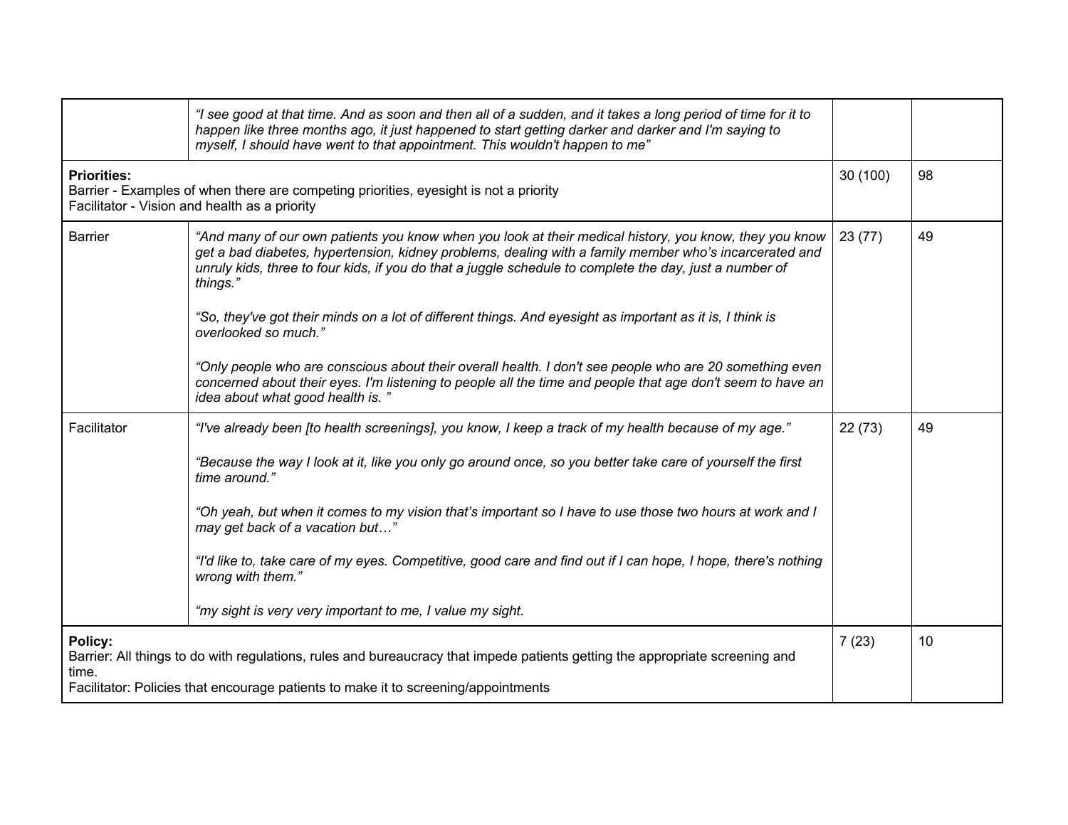| | | | |
|---|---|---|---|
| | *"I see good at that time. And as soon and then all of a sudden, and it takes a long period of time for it to happen like three months ago, it just happened to start getting darker and darker and I'm saying to myself, I should have went to that appointment. This wouldn't happen to me"* | | |
| **Priorities:**<br>Barrier - Examples of when there are competing priorities, eyesight is not a priority<br>Facilitator - Vision and health as a priority | | 30 (100) | 98 |
| Barrier | *"And many of our own patients you know when you look at their medical history, you know, they you know get a bad diabetes, hypertension, kidney problems, dealing with a family member who's incarcerated and unruly kids, three to four kids, if you do that a juggle schedule to complete the day, just a number of things."*<br><br>*"So, they've got their minds on a lot of different things. And eyesight as important as it is, I think is overlooked so much."*<br><br>*"Only people who are conscious about their overall health. I don't see people who are 20 something even concerned about their eyes. I'm listening to people all the time and people that age don't seem to have an idea about what good health is. "* | 23 (77) | 49 |
| Facilitator | *"I've already been [to health screenings], you know, I keep a track of my health because of my age."*<br><br>*"Because the way I look at it, like you only go around once, so you better take care of yourself the first time around."*<br><br>*"Oh yeah, but when it comes to my vision that's important so I have to use those two hours at work and I may get back of a vacation but…"*<br><br>*"I'd like to, take care of my eyes. Competitive, good care and find out if I can hope, I hope, there's nothing wrong with them."*<br><br>*"my sight is very very important to me, I value my sight.* | 22 (73) | 49 |
| **Policy:**<br>Barrier: All things to do with regulations, rules and bureaucracy that impede patients getting the appropriate screening and time.<br>Facilitator: Policies that encourage patients to make it to screening/appointments | | 7 (23) | 10 |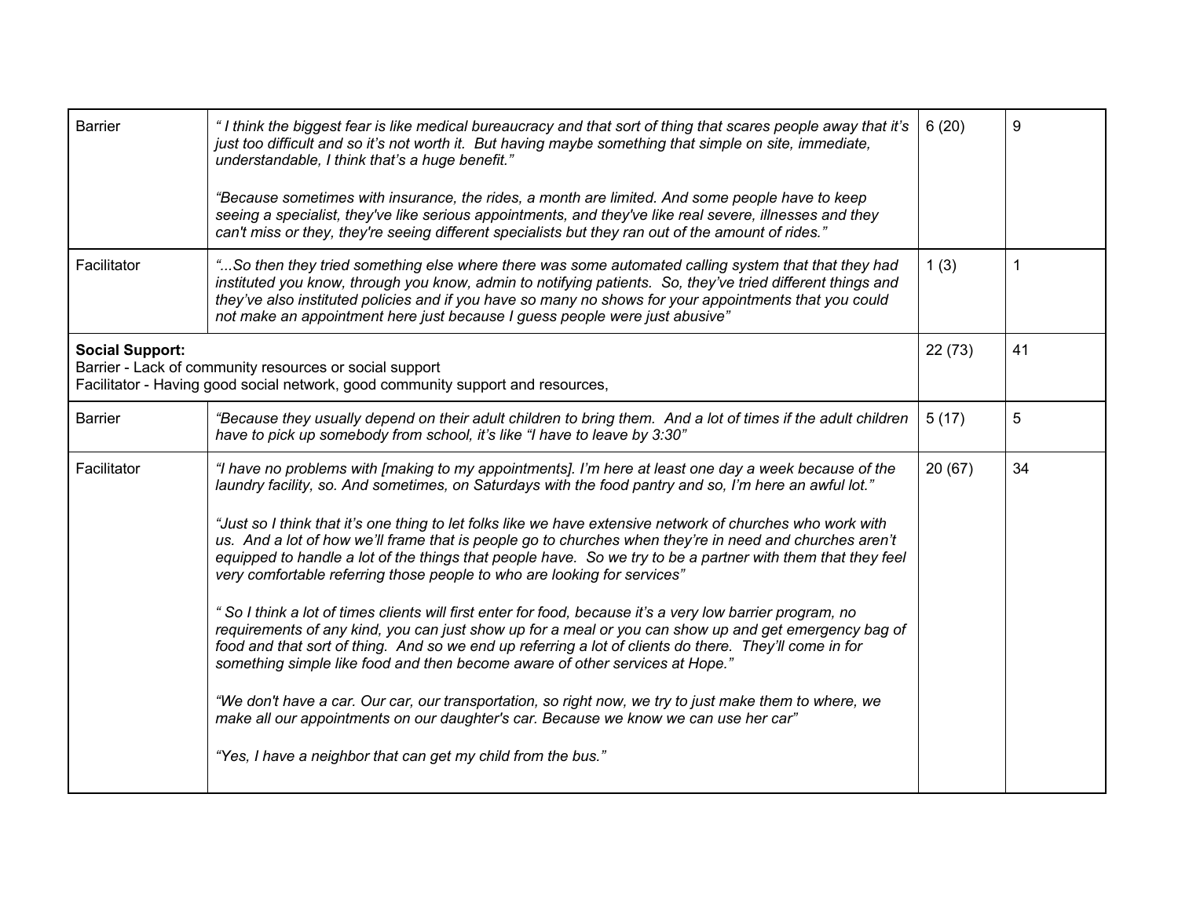| | | | |
|---|---|---|---|
| Barrier | *" I think the biggest fear is like medical bureaucracy and that sort of thing that scares people away that it's just too difficult and so it's not worth it. But having maybe something that simple on site, immediate, understandable, I think that's a huge benefit."*<br><br>*"Because sometimes with insurance, the rides, a month are limited. And some people have to keep seeing a specialist, they've like serious appointments, and they've like real severe, illnesses and they can't miss or they, they're seeing different specialists but they ran out of the amount of rides."* | 6 (20) | 9 |
| Facilitator | *"...So then they tried something else where there was some automated calling system that that they had instituted you know, through you know, admin to notifying patients. So, they've tried different things and they've also instituted policies and if you have so many no shows for your appointments that you could not make an appointment here just because I guess people were just abusive"* | 1 (3) | 1 |
| **Social Support:**<br>Barrier - Lack of community resources or social support<br>Facilitator - Having good social network, good community support and resources, | | 22 (73) | 41 |
| Barrier | *"Because they usually depend on their adult children to bring them. And a lot of times if the adult children have to pick up somebody from school, it's like "I have to leave by 3:30"* | 5 (17) | 5 |
| Facilitator | *"I have no problems with [making to my appointments]. I'm here at least one day a week because of the laundry facility, so. And sometimes, on Saturdays with the food pantry and so, I'm here an awful lot."*<br><br>*"Just so I think that it's one thing to let folks like we have extensive network of churches who work with us. And a lot of how we'll frame that is people go to churches when they're in need and churches aren't equipped to handle a lot of the things that people have. So we try to be a partner with them that they feel very comfortable referring those people to who are looking for services"*<br><br>*" So I think a lot of times clients will first enter for food, because it's a very low barrier program, no requirements of any kind, you can just show up for a meal or you can show up and get emergency bag of food and that sort of thing. And so we end up referring a lot of clients do there. They'll come in for something simple like food and then become aware of other services at Hope."*<br><br>*"We don't have a car. Our car, our transportation, so right now, we try to just make them to where, we make all our appointments on our daughter's car. Because we know we can use her car"*<br><br>*"Yes, I have a neighbor that can get my child from the bus."* | 20 (67) | 34 |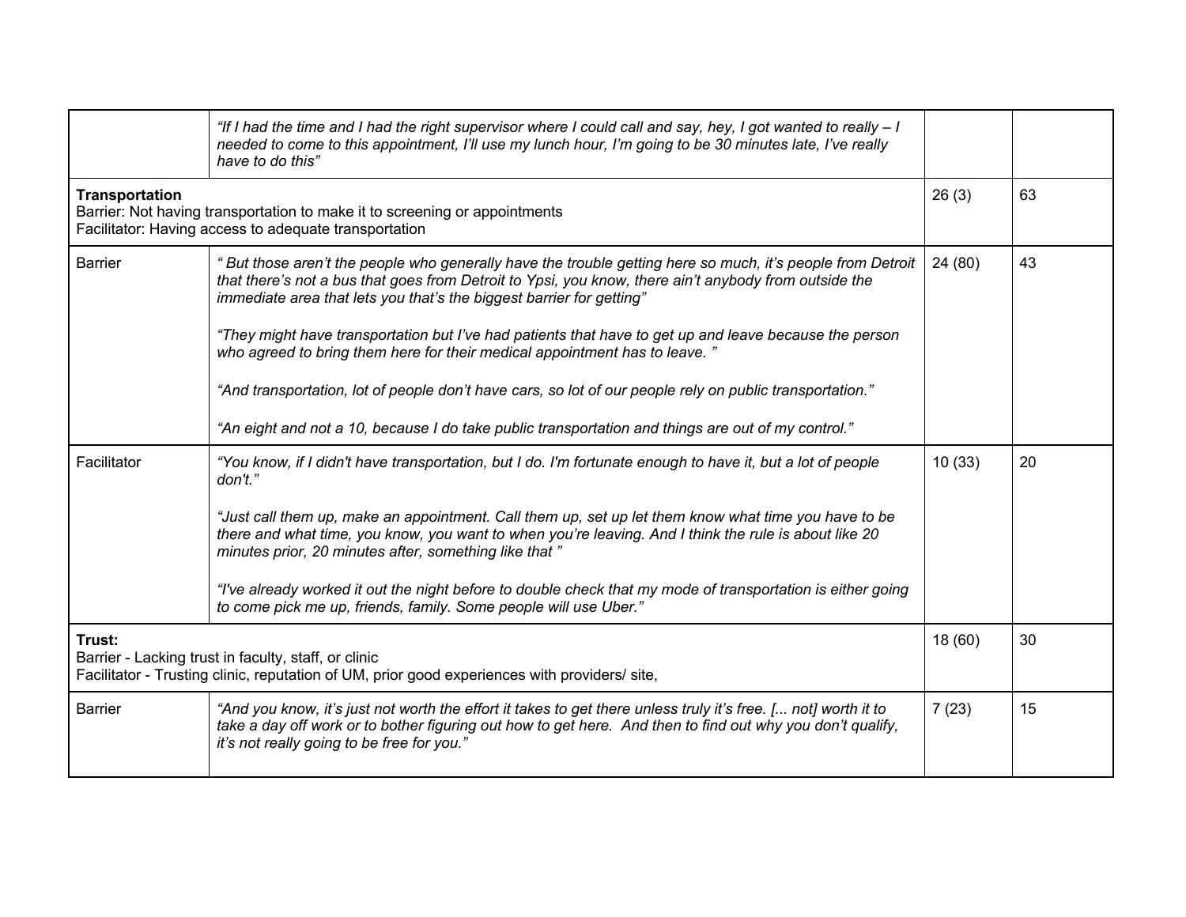| | | | |
|---|---|---|---|
| | *"If I had the time and I had the right supervisor where I could call and say, hey, I got wanted to really – I needed to come to this appointment, I'll use my lunch hour, I'm going to be 30 minutes late, I've really have to do this"* | | |
| **Transportation**<br>Barrier: Not having transportation to make it to screening or appointments<br>Facilitator: Having access to adequate transportation | | 26 (3) | 63 |
| Barrier | *" But those aren't the people who generally have the trouble getting here so much, it's people from Detroit that there's not a bus that goes from Detroit to Ypsi, you know, there ain't anybody from outside the immediate area that lets you that's the biggest barrier for getting"*<br><br>*"They might have transportation but I've had patients that have to get up and leave because the person who agreed to bring them here for their medical appointment has to leave. "*<br><br>*"And transportation, lot of people don't have cars, so lot of our people rely on public transportation."*<br><br>*"An eight and not a 10, because I do take public transportation and things are out of my control."* | 24 (80) | 43 |
| Facilitator | *"You know, if I didn't have transportation, but I do. I'm fortunate enough to have it, but a lot of people don't."*<br><br>*"Just call them up, make an appointment. Call them up, set up let them know what time you have to be there and what time, you know, you want to when you're leaving. And I think the rule is about like 20 minutes prior, 20 minutes after, something like that "*<br><br>*"I've already worked it out the night before to double check that my mode of transportation is either going to come pick me up, friends, family. Some people will use Uber."* | 10 (33) | 20 |
| **Trust:**<br>Barrier - Lacking trust in faculty, staff, or clinic<br>Facilitator - Trusting clinic, reputation of UM, prior good experiences with providers/ site, | | 18 (60) | 30 |
| Barrier | *"And you know, it's just not worth the effort it takes to get there unless truly it's free. [... not] worth it to take a day off work or to bother figuring out how to get here. And then to find out why you don't qualify, it's not really going to be free for you."* | 7 (23) | 15 |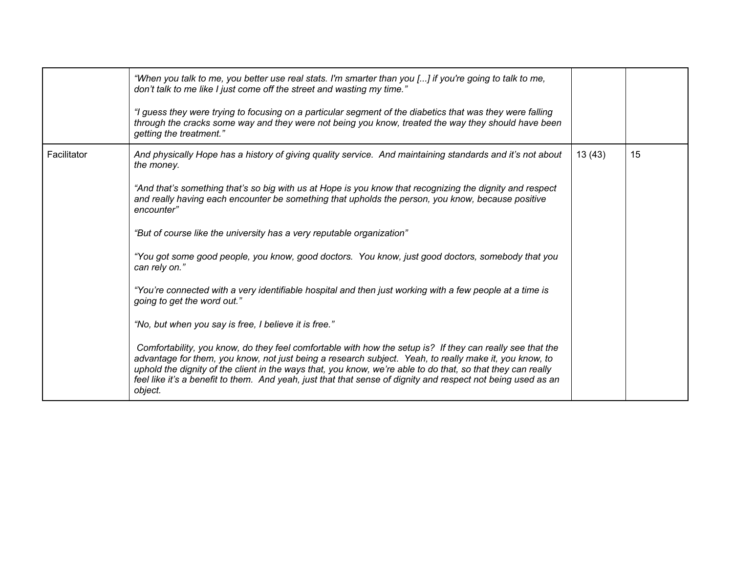| | | | |
|---|---|---|---|
| | *"When you talk to me, you better use real stats. I'm smarter than you [...] if you're going to talk to me, don't talk to me like I just come off the street and wasting my time."*<br><br>*"I guess they were trying to focusing on a particular segment of the diabetics that was they were falling through the cracks some way and they were not being you know, treated the way they should have been getting the treatment."* | | |
| Facilitator | *And physically Hope has a history of giving quality service. And maintaining standards and it's not about the money.*<br><br>*"And that's something that's so big with us at Hope is you know that recognizing the dignity and respect and really having each encounter be something that upholds the person, you know, because positive encounter"*<br><br>*"But of course like the university has a very reputable organization"*<br><br>*"You got some good people, you know, good doctors. You know, just good doctors, somebody that you can rely on."*<br><br>*"You're connected with a very identifiable hospital and then just working with a few people at a time is going to get the word out."*<br><br>*"No, but when you say is free, I believe it is free."*<br><br>*Comfortability, you know, do they feel comfortable with how the setup is? If they can really see that the advantage for them, you know, not just being a research subject. Yeah, to really make it, you know, to uphold the dignity of the client in the ways that, you know, we're able to do that, so that they can really feel like it's a benefit to them. And yeah, just that that sense of dignity and respect not being used as an object.* | 13 (43) | 15 |